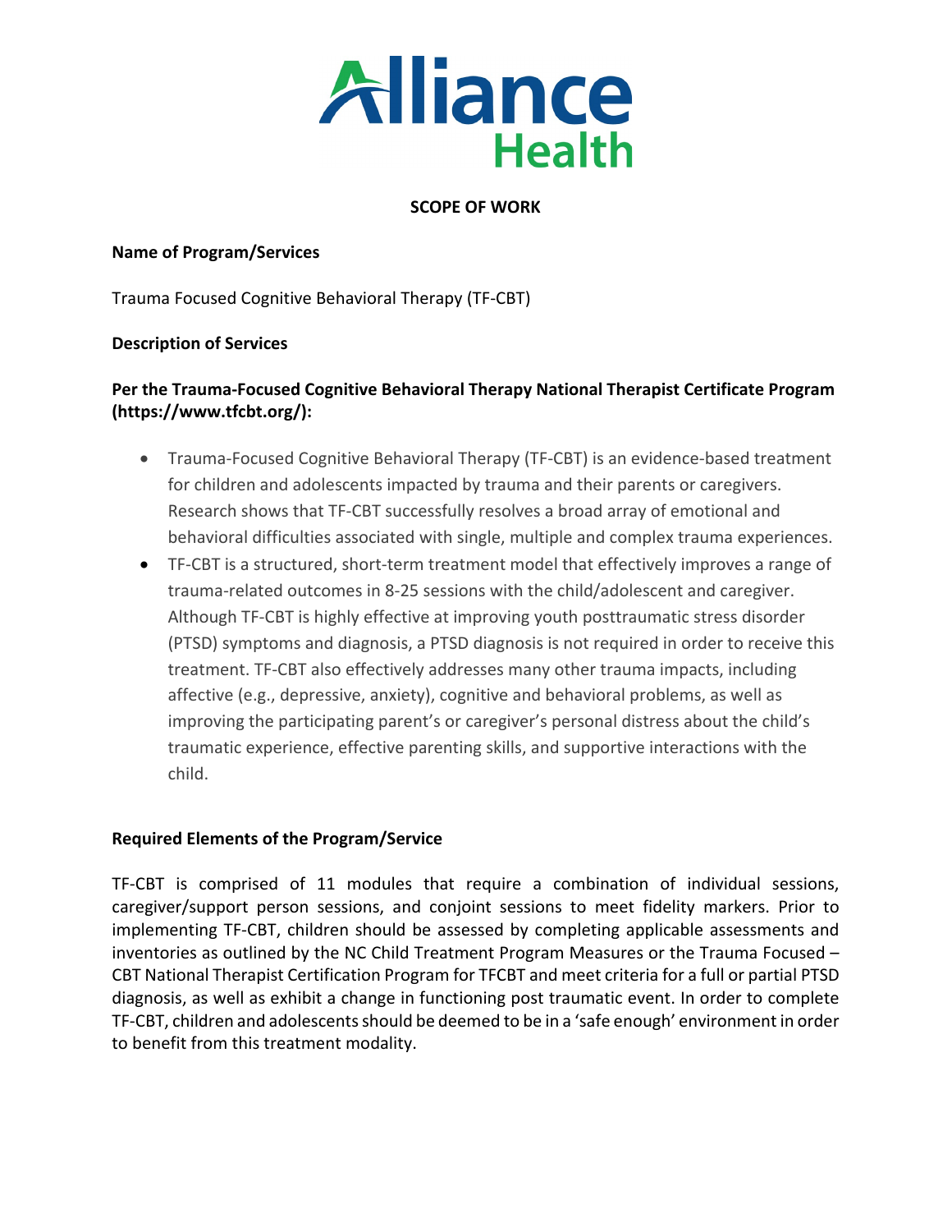Alliance Health

**SCOPE OF WORK**

**Name of Program/Services**

Trauma Focused Cognitive Behavioral Therapy (TF-CBT)

**Description of Services**

**Per the Trauma-Focused Cognitive Behavioral Therapy National Therapist Certificate Program (https://www.tfcbt.org/):**

- Trauma-Focused Cognitive Behavioral Therapy (TF-CBT) is an evidence-based treatment for children and adolescents impacted by trauma and their parents or caregivers. Research shows that TF-CBT successfully resolves a broad array of emotional and behavioral difficulties associated with single, multiple and complex trauma experiences.
- TF-CBT is a structured, short-term treatment model that effectively improves a range of trauma-related outcomes in 8-25 sessions with the child/adolescent and caregiver. Although TF-CBT is highly effective at improving youth posttraumatic stress disorder (PTSD) symptoms and diagnosis, a PTSD diagnosis is not required in order to receive this treatment. TF-CBT also effectively addresses many other trauma impacts, including affective (e.g., depressive, anxiety), cognitive and behavioral problems, as well as improving the participating parent's or caregiver's personal distress about the child's traumatic experience, effective parenting skills, and supportive interactions with the child.

**Required Elements of the Program/Service**

TF-CBT is comprised of 11 modules that require a combination of individual sessions, caregiver/support person sessions, and conjoint sessions to meet fidelity markers. Prior to implementing TF-CBT, children should be assessed by completing applicable assessments and inventories as outlined by the NC Child Treatment Program Measures or the Trauma Focused – CBT National Therapist Certification Program for TFCBT and meet criteria for a full or partial PTSD diagnosis, as well as exhibit a change in functioning post traumatic event. In order to complete TF-CBT, children and adolescents should be deemed to be in a 'safe enough' environment in order to benefit from this treatment modality.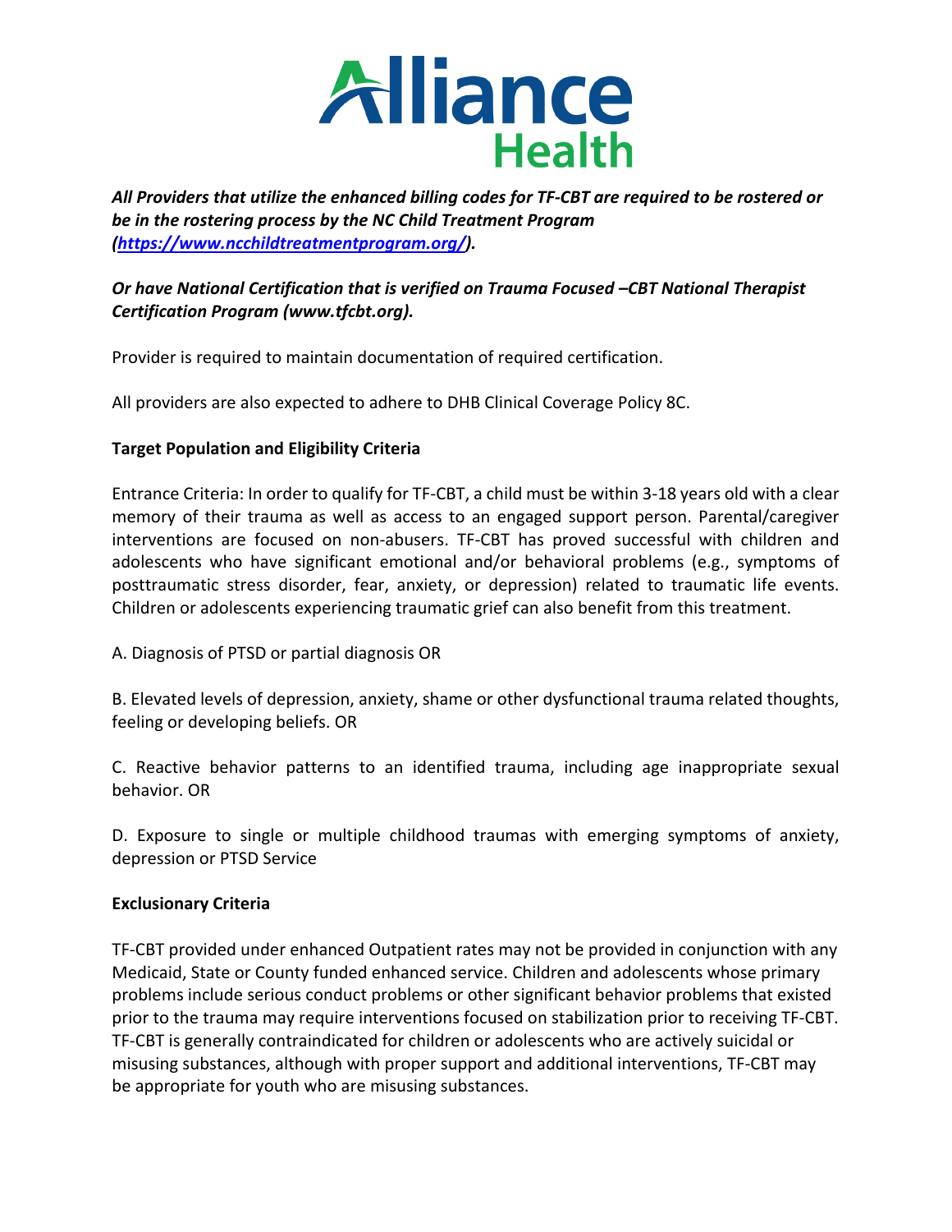Alliance Health

***All Providers that utilize the enhanced billing codes for TF-CBT are required to be rostered or be in the rostering process by the NC Child Treatment Program ([https://www.ncchildtreatmentprogram.org/](https://www.ncchildtreatmentprogram.org/)).***

***Or have National Certification that is verified on Trauma Focused –CBT National Therapist Certification Program (www.tfcbt.org).***

Provider is required to maintain documentation of required certification.

All providers are also expected to adhere to DHB Clinical Coverage Policy 8C.

**Target Population and Eligibility Criteria**

Entrance Criteria: In order to qualify for TF-CBT, a child must be within 3-18 years old with a clear memory of their trauma as well as access to an engaged support person. Parental/caregiver interventions are focused on non-abusers. TF-CBT has proved successful with children and adolescents who have significant emotional and/or behavioral problems (e.g., symptoms of posttraumatic stress disorder, fear, anxiety, or depression) related to traumatic life events. Children or adolescents experiencing traumatic grief can also benefit from this treatment.

A. Diagnosis of PTSD or partial diagnosis OR

B. Elevated levels of depression, anxiety, shame or other dysfunctional trauma related thoughts, feeling or developing beliefs. OR

C. Reactive behavior patterns to an identified trauma, including age inappropriate sexual behavior. OR

D. Exposure to single or multiple childhood traumas with emerging symptoms of anxiety, depression or PTSD Service

**Exclusionary Criteria**

TF-CBT provided under enhanced Outpatient rates may not be provided in conjunction with any Medicaid, State or County funded enhanced service. Children and adolescents whose primary problems include serious conduct problems or other significant behavior problems that existed prior to the trauma may require interventions focused on stabilization prior to receiving TF-CBT. TF-CBT is generally contraindicated for children or adolescents who are actively suicidal or misusing substances, although with proper support and additional interventions, TF-CBT may be appropriate for youth who are misusing substances.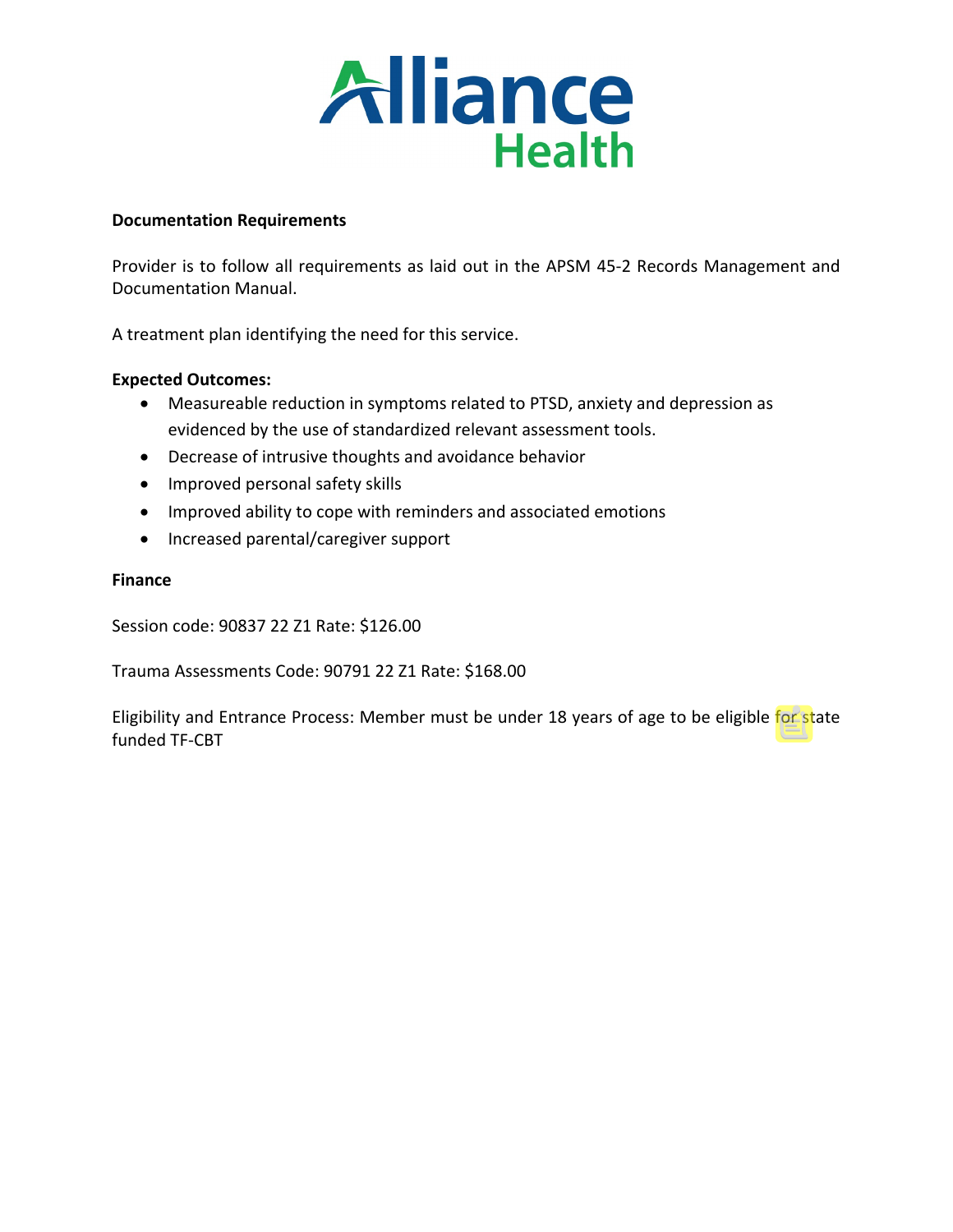**Documentation Requirements**

Provider is to follow all requirements as laid out in the APSM 45-2 Records Management and Documentation Manual.

A treatment plan identifying the need for this service.

**Expected Outcomes:**

- Measureable reduction in symptoms related to PTSD, anxiety and depression as evidenced by the use of standardized relevant assessment tools.
- Decrease of intrusive thoughts and avoidance behavior
- Improved personal safety skills
- Improved ability to cope with reminders and associated emotions
- Increased parental/caregiver support

**Finance**

Session code: 90837 22 Z1 Rate: $126.00

Trauma Assessments Code: 90791 22 Z1 Rate: $168.00

Eligibility and Entrance Process: Member must be under 18 years of age to be eligible for state funded TF-CBT